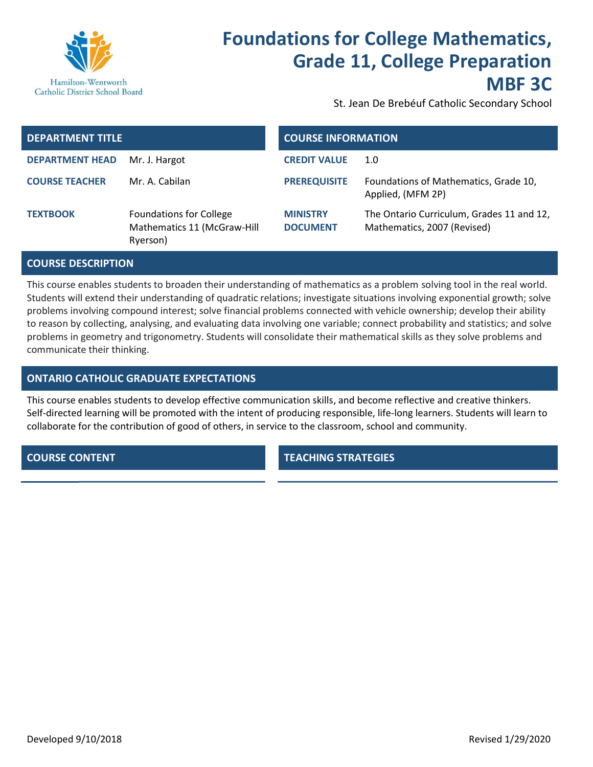Hamilton-Wentworth Catholic District School Board

# Foundations for College Mathematics, Grade 11, College Preparation MBF 3C

St. Jean De Brebéuf Catholic Secondary School

| DEPARTMENT TITLE | |
|---|---|
| **DEPARTMENT HEAD** | Mr. J. Hargot |
| **COURSE TEACHER** | Mr. A. Cabilan |
| **TEXTBOOK** | Foundations for College Mathematics 11 (McGraw-Hill Ryerson) |

| COURSE INFORMATION | |
|---|---|
| **CREDIT VALUE** | 1.0 |
| **PREREQUISITE** | Foundations of Mathematics, Grade 10, Applied, (MFM 2P) |
| **MINISTRY DOCUMENT** | The Ontario Curriculum, Grades 11 and 12, Mathematics, 2007 (Revised) |

## COURSE DESCRIPTION

This course enables students to broaden their understanding of mathematics as a problem solving tool in the real world. Students will extend their understanding of quadratic relations; investigate situations involving exponential growth; solve problems involving compound interest; solve financial problems connected with vehicle ownership; develop their ability to reason by collecting, analysing, and evaluating data involving one variable; connect probability and statistics; and solve problems in geometry and trigonometry. Students will consolidate their mathematical skills as they solve problems and communicate their thinking.

## ONTARIO CATHOLIC GRADUATE EXPECTATIONS

This course enables students to develop effective communication skills, and become reflective and creative thinkers. Self-directed learning will be promoted with the intent of producing responsible, life-long learners. Students will learn to collaborate for the contribution of good of others, in service to the classroom, school and community.

## COURSE CONTENT

## TEACHING STRATEGIES

Developed 9/10/2018

Revised 1/29/2020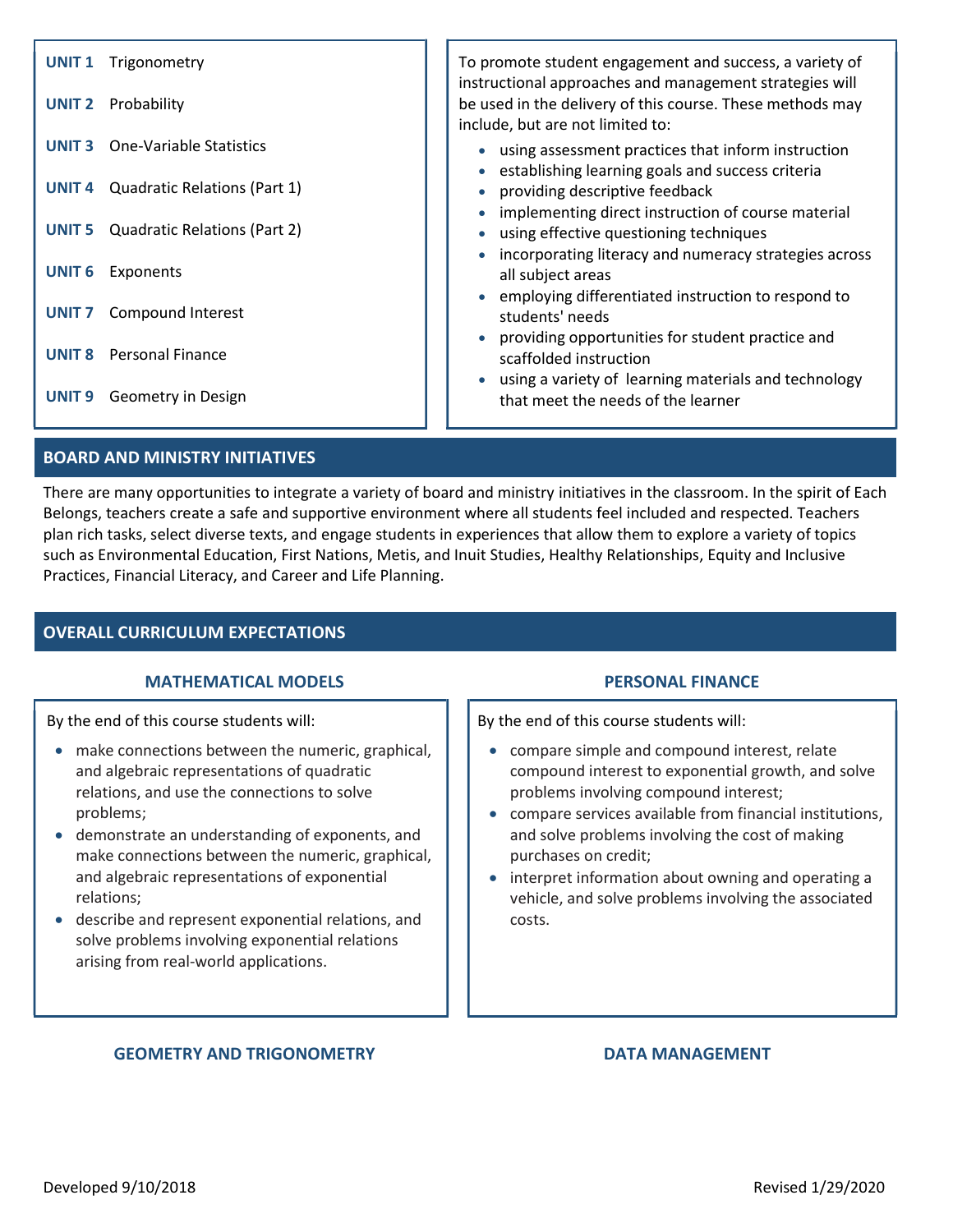**UNIT 1** Trigonometry

**UNIT 2** Probability

**UNIT 3** One-Variable Statistics

**UNIT 4** Quadratic Relations (Part 1)

**UNIT 5** Quadratic Relations (Part 2)

**UNIT 6** Exponents

**UNIT 7** Compound Interest

**UNIT 8** Personal Finance

**UNIT 9** Geometry in Design

To promote student engagement and success, a variety of instructional approaches and management strategies will be used in the delivery of this course. These methods may include, but are not limited to:

- using assessment practices that inform instruction
- establishing learning goals and success criteria
- providing descriptive feedback
- implementing direct instruction of course material
- using effective questioning techniques
- incorporating literacy and numeracy strategies across all subject areas
- employing differentiated instruction to respond to students' needs
- providing opportunities for student practice and scaffolded instruction
- using a variety of learning materials and technology that meet the needs of the learner

## BOARD AND MINISTRY INITIATIVES

There are many opportunities to integrate a variety of board and ministry initiatives in the classroom. In the spirit of Each Belongs, teachers create a safe and supportive environment where all students feel included and respected. Teachers plan rich tasks, select diverse texts, and engage students in experiences that allow them to explore a variety of topics such as Environmental Education, First Nations, Metis, and Inuit Studies, Healthy Relationships, Equity and Inclusive Practices, Financial Literacy, and Career and Life Planning.

## OVERALL CURRICULUM EXPECTATIONS

### MATHEMATICAL MODELS

By the end of this course students will:

- make connections between the numeric, graphical, and algebraic representations of quadratic relations, and use the connections to solve problems;
- demonstrate an understanding of exponents, and make connections between the numeric, graphical, and algebraic representations of exponential relations;
- describe and represent exponential relations, and solve problems involving exponential relations arising from real-world applications.

### PERSONAL FINANCE

By the end of this course students will:

- compare simple and compound interest, relate compound interest to exponential growth, and solve problems involving compound interest;
- compare services available from financial institutions, and solve problems involving the cost of making purchases on credit;
- interpret information about owning and operating a vehicle, and solve problems involving the associated costs.

### GEOMETRY AND TRIGONOMETRY

### DATA MANAGEMENT

Developed 9/10/2018

Revised 1/29/2020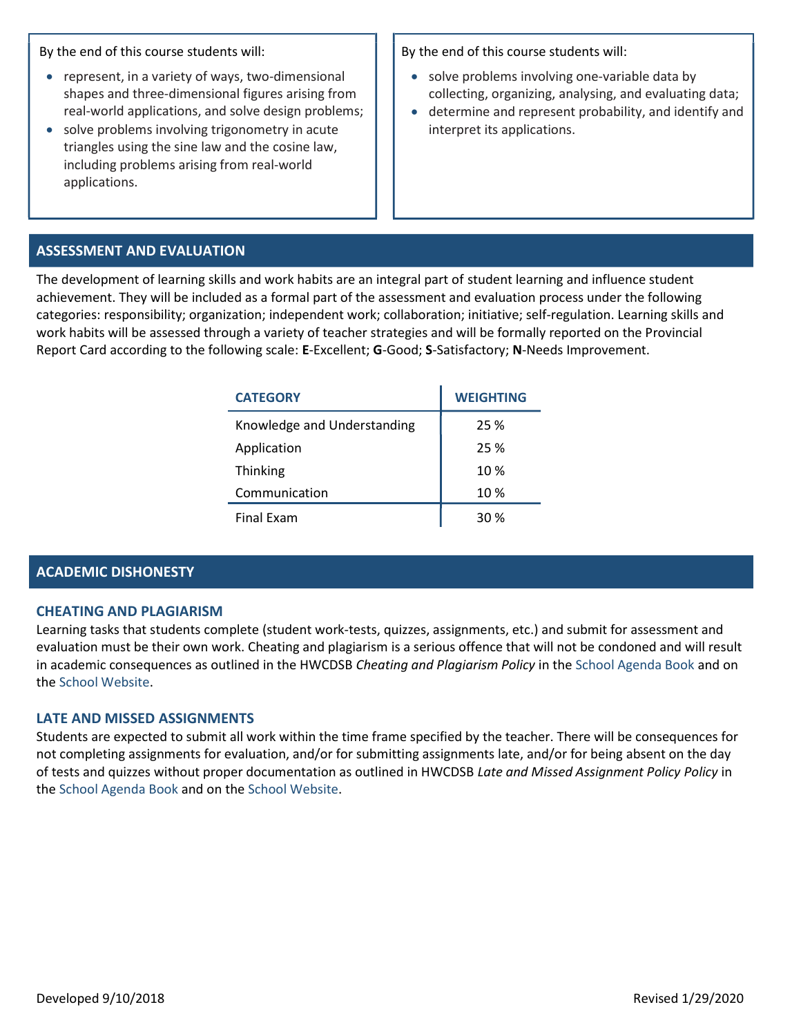By the end of this course students will:

- represent, in a variety of ways, two-dimensional shapes and three-dimensional figures arising from real-world applications, and solve design problems;
- solve problems involving trigonometry in acute triangles using the sine law and the cosine law, including problems arising from real-world applications.

By the end of this course students will:

- solve problems involving one-variable data by collecting, organizing, analysing, and evaluating data;
- determine and represent probability, and identify and interpret its applications.

## ASSESSMENT AND EVALUATION

The development of learning skills and work habits are an integral part of student learning and influence student achievement. They will be included as a formal part of the assessment and evaluation process under the following categories: responsibility; organization; independent work; collaboration; initiative; self-regulation. Learning skills and work habits will be assessed through a variety of teacher strategies and will be formally reported on the Provincial Report Card according to the following scale: **E**-Excellent; **G**-Good; **S**-Satisfactory; **N**-Needs Improvement.

| CATEGORY | WEIGHTING |
|---|---|
| Knowledge and Understanding | 25 % |
| Application | 25 % |
| Thinking | 10 % |
| Communication | 10 % |
| Final Exam | 30 % |

## ACADEMIC DISHONESTY

### CHEATING AND PLAGIARISM

Learning tasks that students complete (student work-tests, quizzes, assignments, etc.) and submit for assessment and evaluation must be their own work. Cheating and plagiarism is a serious offence that will not be condoned and will result in academic consequences as outlined in the HWCDSB *Cheating and Plagiarism Policy* in the School Agenda Book and on the School Website.

### LATE AND MISSED ASSIGNMENTS

Students are expected to submit all work within the time frame specified by the teacher. There will be consequences for not completing assignments for evaluation, and/or for submitting assignments late, and/or for being absent on the day of tests and quizzes without proper documentation as outlined in HWCDSB *Late and Missed Assignment Policy Policy* in the School Agenda Book and on the School Website.

Developed 9/10/2018 Revised 1/29/2020